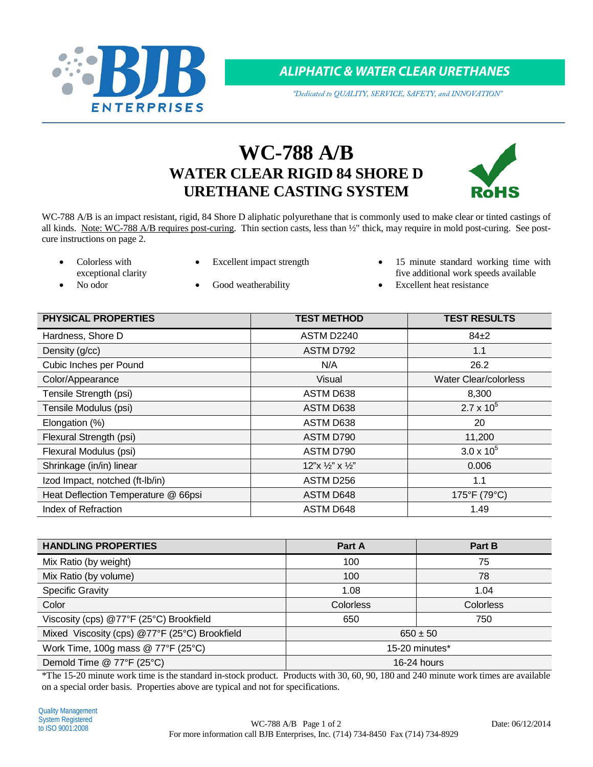ALIPHATIC & WATER CLEAR URETHANES

*"Dedicated to QUALITY, SERVICE, SAFETY, and INNOVATION"*

# WC-788 A/B
## WATER CLEAR RIGID 84 SHORE D URETHANE CASTING SYSTEM

WC-788 A/B is an impact resistant, rigid, 84 Shore D aliphatic polyurethane that is commonly used to make clear or tinted castings of all kinds. Note: WC-788 A/B requires post-curing. Thin section casts, less than ½" thick, may require in mold post-curing. See post-cure instructions on page 2.

- Colorless with exceptional clarity
- No odor
- Excellent impact strength
- Good weatherability
- 15 minute standard working time with five additional work speeds available
- Excellent heat resistance

| PHYSICAL PROPERTIES | TEST METHOD | TEST RESULTS |
|---|---|---|
| Hardness, Shore D | ASTM D2240 | 84±2 |
| Density (g/cc) | ASTM D792 | 1.1 |
| Cubic Inches per Pound | N/A | 26.2 |
| Color/Appearance | Visual | Water Clear/colorless |
| Tensile Strength (psi) | ASTM D638 | 8,300 |
| Tensile Modulus (psi) | ASTM D638 | $2.7 \times 10^5$ |
| Elongation (%) | ASTM D638 | 20 |
| Flexural Strength (psi) | ASTM D790 | 11,200 |
| Flexural Modulus (psi) | ASTM D790 | $3.0 \times 10^5$ |
| Shrinkage (in/in) linear | 12"x ½" x ½" | 0.006 |
| Izod Impact, notched (ft-lb/in) | ASTM D256 | 1.1 |
| Heat Deflection Temperature @ 66psi | ASTM D648 | 175°F (79°C) |
| Index of Refraction | ASTM D648 | 1.49 |

| HANDLING PROPERTIES | Part A | Part B |
|---|---|---|
| Mix Ratio (by weight) | 100 | 75 |
| Mix Ratio (by volume) | 100 | 78 |
| Specific Gravity | 1.08 | 1.04 |
| Color | Colorless | Colorless |
| Viscosity (cps) @77°F (25°C) Brookfield | 650 | 750 |
| Mixed Viscosity (cps) @77°F (25°C) Brookfield | 650 ± 50 | |
| Work Time, 100g mass @ 77°F (25°C) | 15-20 minutes* | |
| Demold Time @ 77°F (25°C) | 16-24 hours | |

*The 15-20 minute work time is the standard in-stock product. Products with 30, 60, 90, 180 and 240 minute work times are available on a special order basis. Properties above are typical and not for specifications.

Quality Management System Registered to ISO 9001:2008

Date: 06/12/2014

For more information call BJB Enterprises, Inc. (714) 734-8450 Fax (714) 734-8929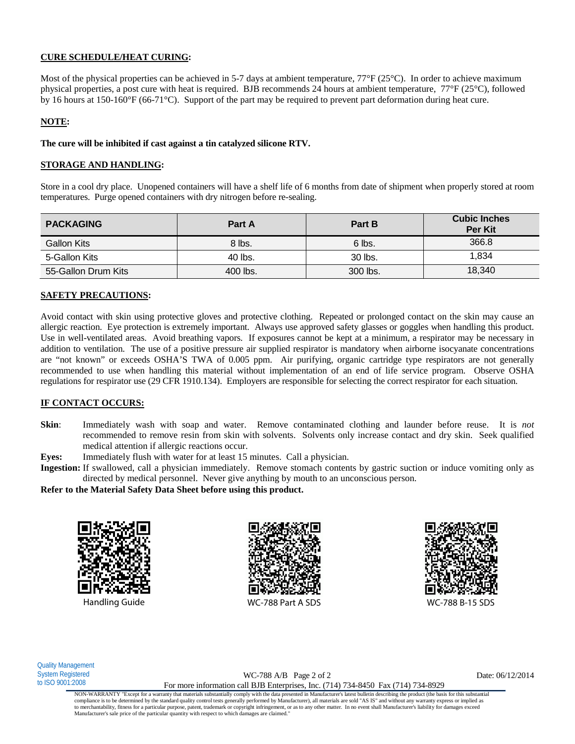## CURE SCHEDULE/HEAT CURING:

Most of the physical properties can be achieved in 5-7 days at ambient temperature, 77°F (25°C). In order to achieve maximum physical properties, a post cure with heat is required. BJB recommends 24 hours at ambient temperature, 77°F (25°C), followed by 16 hours at 150-160°F (66-71°C). Support of the part may be required to prevent part deformation during heat cure.

## NOTE:

**The cure will be inhibited if cast against a tin catalyzed silicone RTV.**

## STORAGE AND HANDLING:

Store in a cool dry place. Unopened containers will have a shelf life of 6 months from date of shipment when properly stored at room temperatures. Purge opened containers with dry nitrogen before re-sealing.

| PACKAGING | Part A | Part B | Cubic Inches Per Kit |
|---|---|---|---|
| Gallon Kits | 8 lbs. | 6 lbs. | 366.8 |
| 5-Gallon Kits | 40 lbs. | 30 lbs. | 1,834 |
| 55-Gallon Drum Kits | 400 lbs. | 300 lbs. | 18,340 |

## SAFETY PRECAUTIONS:

Avoid contact with skin using protective gloves and protective clothing. Repeated or prolonged contact on the skin may cause an allergic reaction. Eye protection is extremely important. Always use approved safety glasses or goggles when handling this product. Use in well-ventilated areas. Avoid breathing vapors. If exposures cannot be kept at a minimum, a respirator may be necessary in addition to ventilation. The use of a positive pressure air supplied respirator is mandatory when airborne isocyanate concentrations are "not known" or exceeds OSHA'S TWA of 0.005 ppm. Air purifying, organic cartridge type respirators are not generally recommended to use when handling this material without implementation of an end of life service program. Observe OSHA regulations for respirator use (29 CFR 1910.134). Employers are responsible for selecting the correct respirator for each situation.

## IF CONTACT OCCURS:

**Skin**: Immediately wash with soap and water. Remove contaminated clothing and launder before reuse. It is *not* recommended to remove resin from skin with solvents. Solvents only increase contact and dry skin. Seek qualified medical attention if allergic reactions occur.

**Eyes:** Immediately flush with water for at least 15 minutes. Call a physician.

**Ingestion:** If swallowed, call a physician immediately. Remove stomach contents by gastric suction or induce vomiting only as directed by medical personnel. Never give anything by mouth to an unconscious person.

**Refer to the Material Safety Data Sheet before using this product.**

Handling Guide

WC-788 Part A SDS

WC-788 B-15 SDS

Quality Management System Registered to ISO 9001:2008

Date: 06/12/2014

For more information call BJB Enterprises, Inc. (714) 734-8450 Fax (714) 734-8929

NON-WARRANTY "Except for a warranty that materials substantially comply with the data presented in Manufacturer's latest bulletin describing the product (the basis for this substantial compliance is to be determined by the standard quality control tests generally performed by Manufacturer), all materials are sold "AS IS" and without any warranty express or implied as to merchantability, fitness for a particular purpose, patent, trademark or copyright infringement, or as to any other matter. In no event shall Manufacturer's liability for damages exceed Manufacturer's sale price of the particular quantity with respect to which damages are claimed."